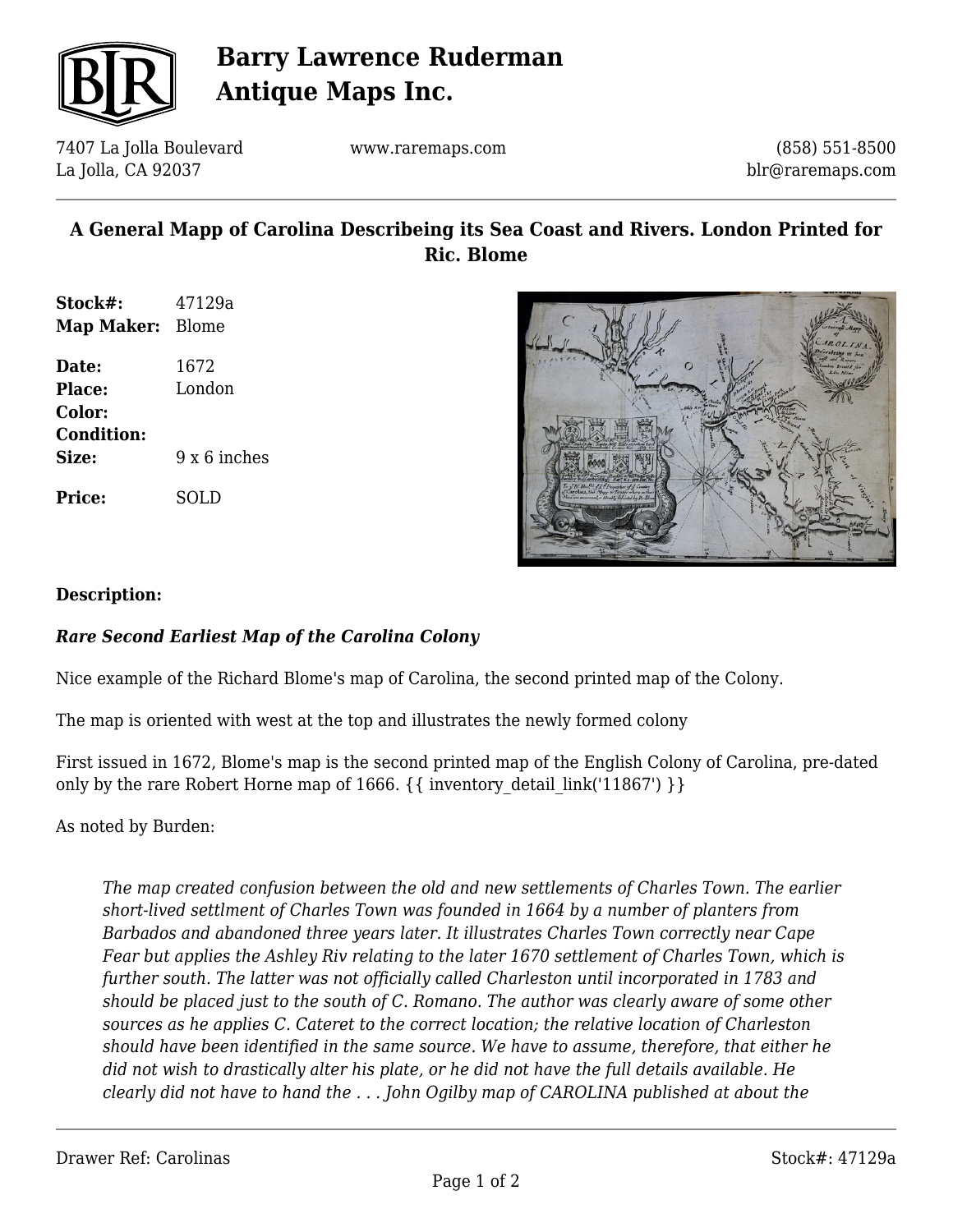# Barry Lawrence Ruderman Antique Maps Inc.

7407 La Jolla Boulevard
La Jolla, CA 92037

www.raremaps.com

(858) 551-8500
blr@raremaps.com

## A General Mapp of Carolina Describeing its Sea Coast and Rivers. London Printed for Ric. Blome

| | |
|---|---|
| **Stock#:** | 47129a |
| **Map Maker:** | Blome |
| **Date:** | 1672 |
| **Place:** | London |
| **Color:** | |
| **Condition:** | |
| **Size:** | 9 x 6 inches |
| **Price:** | SOLD |

**Description:**

***Rare Second Earliest Map of the Carolina Colony***

Nice example of the Richard Blome's map of Carolina, the second printed map of the Colony.

The map is oriented with west at the top and illustrates the newly formed colony

First issued in 1672, Blome's map is the second printed map of the English Colony of Carolina, pre-dated only by the rare Robert Horne map of 1666. {{ inventory_detail_link('11867') }}

As noted by Burden:

> *The map created confusion between the old and new settlements of Charles Town. The earlier short-lived settlment of Charles Town was founded in 1664 by a number of planters from Barbados and abandoned three years later. It illustrates Charles Town correctly near Cape Fear but applies the Ashley Riv relating to the later 1670 settlement of Charles Town, which is further south. The latter was not officially called Charleston until incorporated in 1783 and should be placed just to the south of C. Romano. The author was clearly aware of some other sources as he applies C. Cateret to the correct location; the relative location of Charleston should have been identified in the same source. We have to assume, therefore, that either he did not wish to drastically alter his plate, or he did not have the full details available. He clearly did not have to hand the . . . John Ogilby map of CAROLINA published at about the*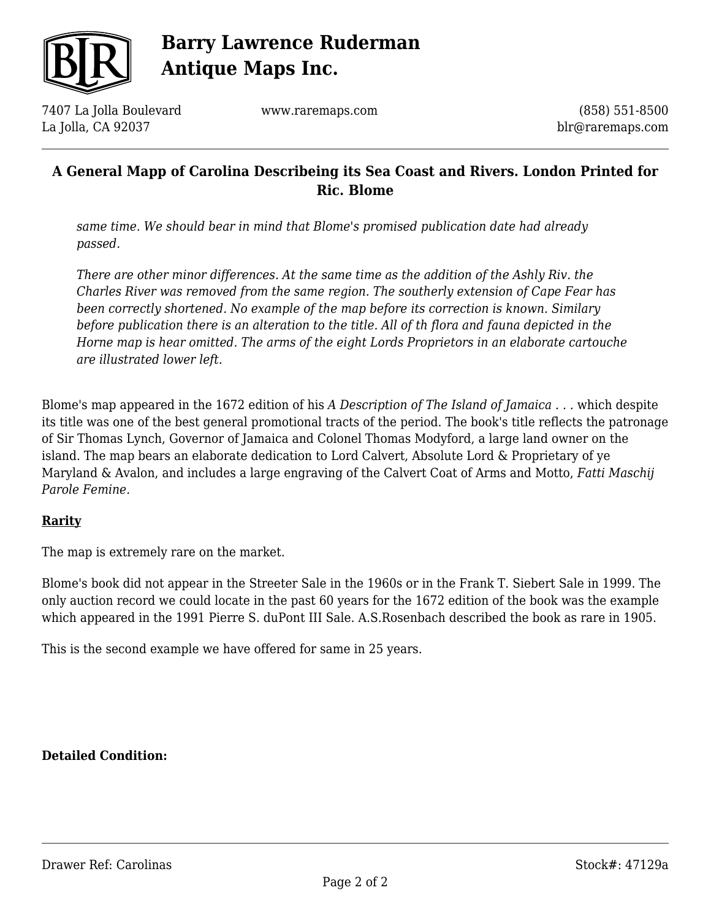*same time. We should bear in mind that Blome's promised publication date had already passed.*

*There are other minor differences. At the same time as the addition of the Ashly Riv. the Charles River was removed from the same region. The southerly extension of Cape Fear has been correctly shortened. No example of the map before its correction is known. Similary before publication there is an alteration to the title. All of th flora and fauna depicted in the Horne map is hear omitted. The arms of the eight Lords Proprietors in an elaborate cartouche are illustrated lower left.*

Blome's map appeared in the 1672 edition of his *A Description of The Island of Jamaica . . .* which despite its title was one of the best general promotional tracts of the period. The book's title reflects the patronage of Sir Thomas Lynch, Governor of Jamaica and Colonel Thomas Modyford, a large land owner on the island. The map bears an elaborate dedication to Lord Calvert, Absolute Lord & Proprietary of ye Maryland & Avalon, and includes a large engraving of the Calvert Coat of Arms and Motto, *Fatti Maschij Parole Femine.*

**Rarity**

The map is extremely rare on the market.

Blome's book did not appear in the Streeter Sale in the 1960s or in the Frank T. Siebert Sale in 1999. The only auction record we could locate in the past 60 years for the 1672 edition of the book was the example which appeared in the 1991 Pierre S. duPont III Sale. A.S.Rosenbach described the book as rare in 1905.

This is the second example we have offered for same in 25 years.

**Detailed Condition:**